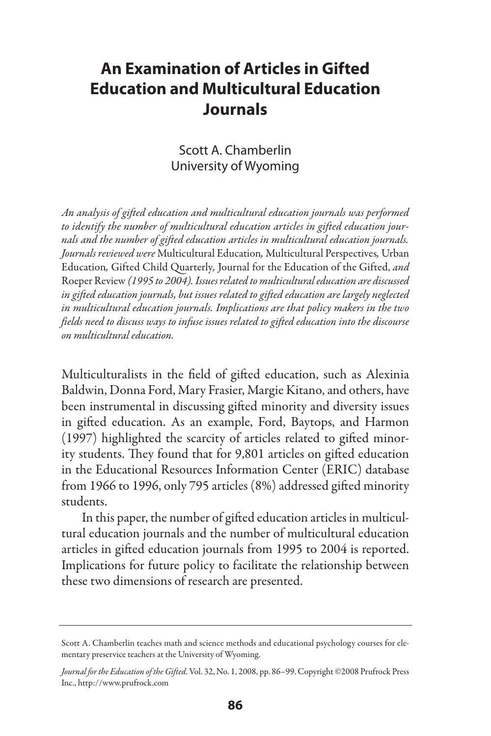# An Examination of Articles in Gifted Education and Multicultural Education Journals

Scott A. Chamberlin
University of Wyoming

*An analysis of gifted education and multicultural education journals was performed to identify the number of multicultural education articles in gifted education journals and the number of gifted education articles in multicultural education journals. Journals reviewed were* Multicultural Education*,* Multicultural Perspectives*,* Urban Education*,* Gifted Child Quarterly*,* Journal for the Education of the Gifted, *and* Roeper Review *(1995 to 2004). Issues related to multicultural education are discussed in gifted education journals, but issues related to gifted education are largely neglected in multicultural education journals. Implications are that policy makers in the two fields need to discuss ways to infuse issues related to gifted education into the discourse on multicultural education.*

Multiculturalists in the field of gifted education, such as Alexinia Baldwin, Donna Ford, Mary Frasier, Margie Kitano, and others, have been instrumental in discussing gifted minority and diversity issues in gifted education. As an example, Ford, Baytops, and Harmon (1997) highlighted the scarcity of articles related to gifted minority students. They found that for 9,801 articles on gifted education in the Educational Resources Information Center (ERIC) database from 1966 to 1996, only 795 articles (8%) addressed gifted minority students.

In this paper, the number of gifted education articles in multicultural education journals and the number of multicultural education articles in gifted education journals from 1995 to 2004 is reported. Implications for future policy to facilitate the relationship between these two dimensions of research are presented.

---

Scott A. Chamberlin teaches math and science methods and educational psychology courses for elementary preservice teachers at the University of Wyoming.

*Journal for the Education of the Gifted*. Vol. 32, No. 1, 2008, pp. 86–99. Copyright ©2008 Prufrock Press Inc., http://www.prufrock.com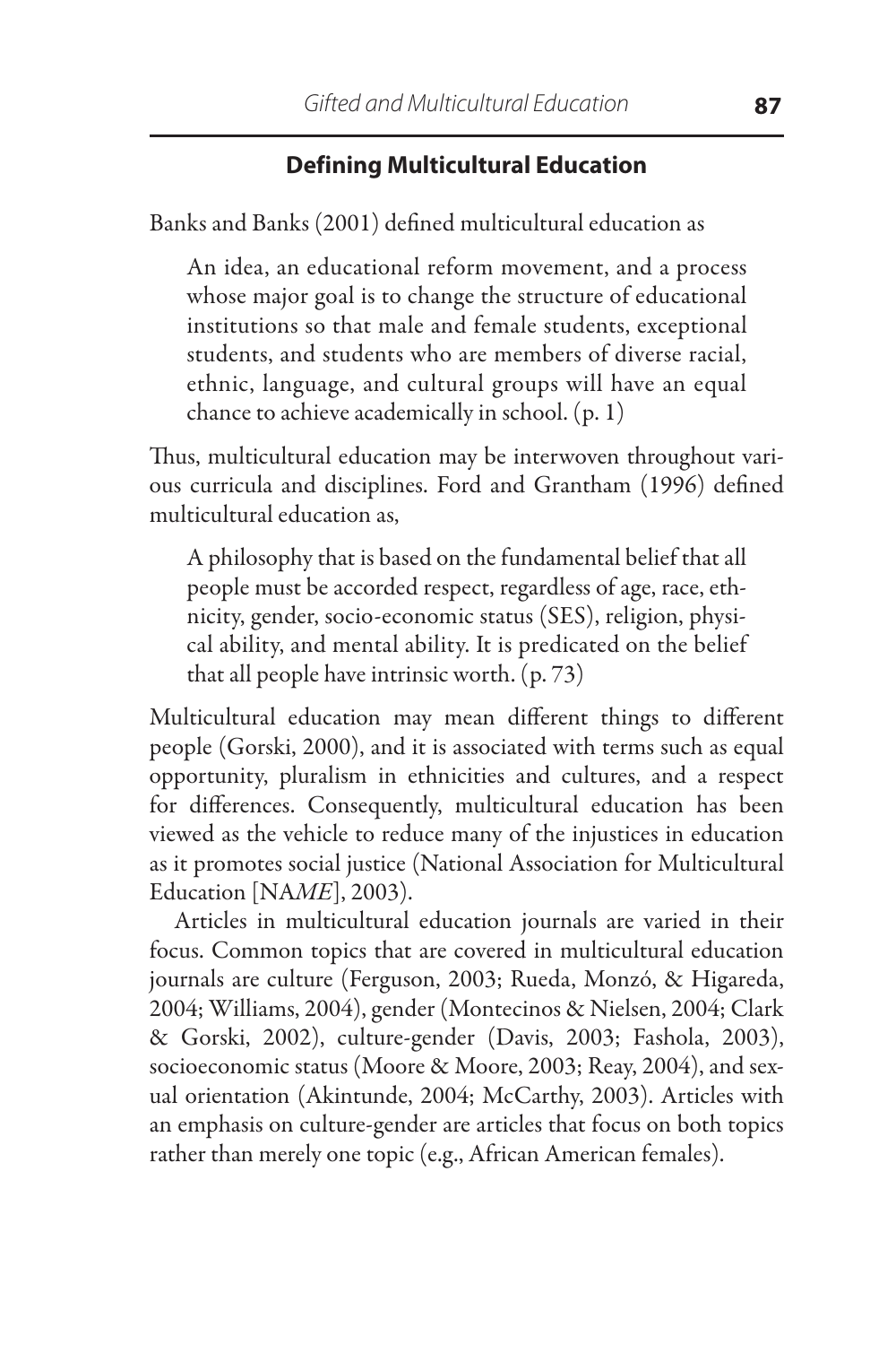## Defining Multicultural Education

Banks and Banks (2001) defined multicultural education as

> An idea, an educational reform movement, and a process whose major goal is to change the structure of educational institutions so that male and female students, exceptional students, and students who are members of diverse racial, ethnic, language, and cultural groups will have an equal chance to achieve academically in school. (p. 1)

Thus, multicultural education may be interwoven throughout various curricula and disciplines. Ford and Grantham (1996) defined multicultural education as,

> A philosophy that is based on the fundamental belief that all people must be accorded respect, regardless of age, race, ethnicity, gender, socio-economic status (SES), religion, physical ability, and mental ability. It is predicated on the belief that all people have intrinsic worth. (p. 73)

Multicultural education may mean different things to different people (Gorski, 2000), and it is associated with terms such as equal opportunity, pluralism in ethnicities and cultures, and a respect for differences. Consequently, multicultural education has been viewed as the vehicle to reduce many of the injustices in education as it promotes social justice (National Association for Multicultural Education [NA*ME*], 2003).

Articles in multicultural education journals are varied in their focus. Common topics that are covered in multicultural education journals are culture (Ferguson, 2003; Rueda, Monzó, & Higareda, 2004; Williams, 2004), gender (Montecinos & Nielsen, 2004; Clark & Gorski, 2002), culture-gender (Davis, 2003; Fashola, 2003), socioeconomic status (Moore & Moore, 2003; Reay, 2004), and sexual orientation (Akintunde, 2004; McCarthy, 2003). Articles with an emphasis on culture-gender are articles that focus on both topics rather than merely one topic (e.g., African American females).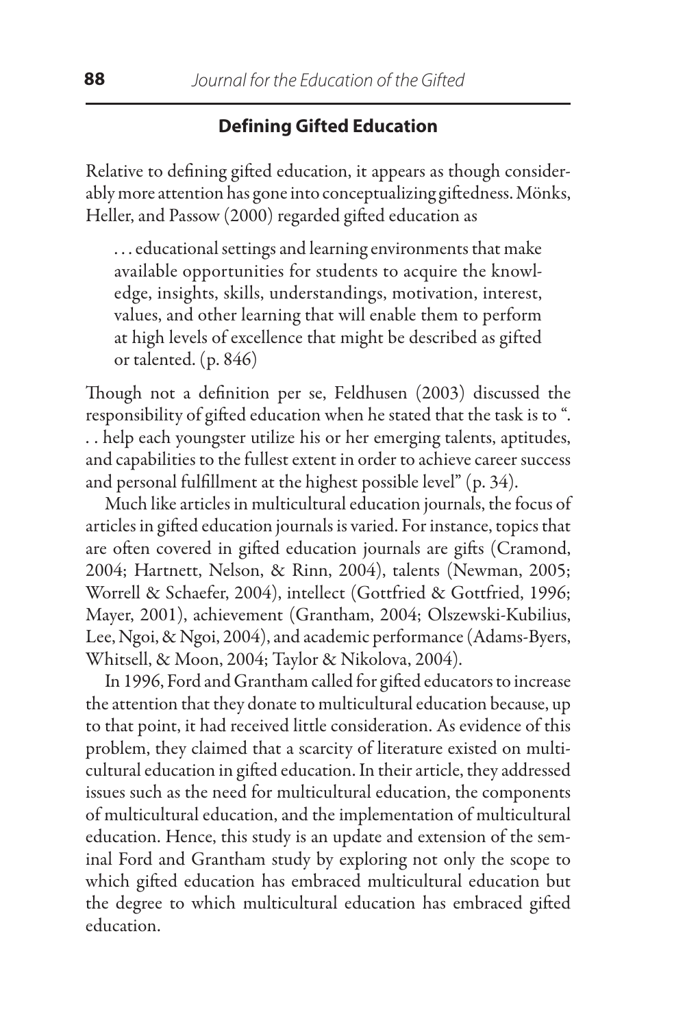## Defining Gifted Education

Relative to defining gifted education, it appears as though considerably more attention has gone into conceptualizing giftedness. Mönks, Heller, and Passow (2000) regarded gifted education as

> . . . educational settings and learning environments that make available opportunities for students to acquire the knowledge, insights, skills, understandings, motivation, interest, values, and other learning that will enable them to perform at high levels of excellence that might be described as gifted or talented. (p. 846)

Though not a definition per se, Feldhusen (2003) discussed the responsibility of gifted education when he stated that the task is to ". . . help each youngster utilize his or her emerging talents, aptitudes, and capabilities to the fullest extent in order to achieve career success and personal fulfillment at the highest possible level" (p. 34).

Much like articles in multicultural education journals, the focus of articles in gifted education journals is varied. For instance, topics that are often covered in gifted education journals are gifts (Cramond, 2004; Hartnett, Nelson, & Rinn, 2004), talents (Newman, 2005; Worrell & Schaefer, 2004), intellect (Gottfried & Gottfried, 1996; Mayer, 2001), achievement (Grantham, 2004; Olszewski-Kubilius, Lee, Ngoi, & Ngoi, 2004), and academic performance (Adams-Byers, Whitsell, & Moon, 2004; Taylor & Nikolova, 2004).

In 1996, Ford and Grantham called for gifted educators to increase the attention that they donate to multicultural education because, up to that point, it had received little consideration. As evidence of this problem, they claimed that a scarcity of literature existed on multicultural education in gifted education. In their article, they addressed issues such as the need for multicultural education, the components of multicultural education, and the implementation of multicultural education. Hence, this study is an update and extension of the seminal Ford and Grantham study by exploring not only the scope to which gifted education has embraced multicultural education but the degree to which multicultural education has embraced gifted education.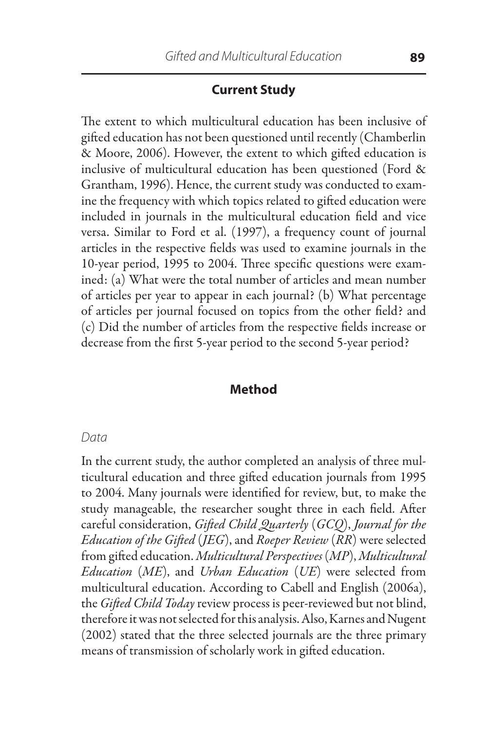## Current Study

The extent to which multicultural education has been inclusive of gifted education has not been questioned until recently (Chamberlin & Moore, 2006). However, the extent to which gifted education is inclusive of multicultural education has been questioned (Ford & Grantham, 1996). Hence, the current study was conducted to examine the frequency with which topics related to gifted education were included in journals in the multicultural education field and vice versa. Similar to Ford et al. (1997), a frequency count of journal articles in the respective fields was used to examine journals in the 10-year period, 1995 to 2004. Three specific questions were examined: (a) What were the total number of articles and mean number of articles per year to appear in each journal? (b) What percentage of articles per journal focused on topics from the other field? and (c) Did the number of articles from the respective fields increase or decrease from the first 5-year period to the second 5-year period?

## Method

### *Data*

In the current study, the author completed an analysis of three multicultural education and three gifted education journals from 1995 to 2004. Many journals were identified for review, but, to make the study manageable, the researcher sought three in each field. After careful consideration, *Gifted Child Quarterly* (*GCQ*), *Journal for the Education of the Gifted* (*JEG*), and *Roeper Review* (*RR*) were selected from gifted education. *Multicultural Perspectives* (*MP*), *Multicultural Education* (*ME*), and *Urban Education* (*UE*) were selected from multicultural education. According to Cabell and English (2006a), the *Gifted Child Today* review process is peer-reviewed but not blind, therefore it was not selected for this analysis. Also, Karnes and Nugent (2002) stated that the three selected journals are the three primary means of transmission of scholarly work in gifted education.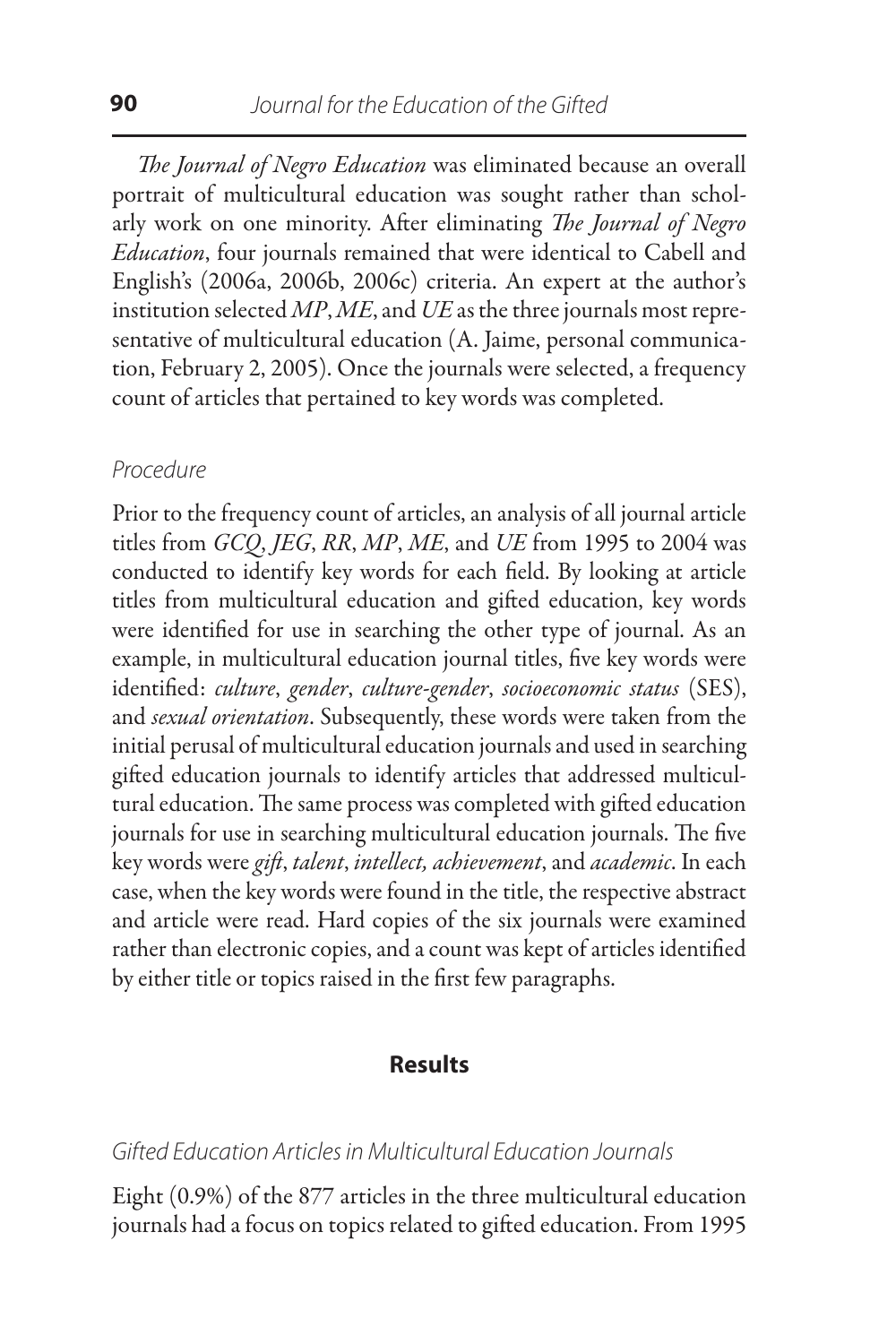*The Journal of Negro Education* was eliminated because an overall portrait of multicultural education was sought rather than scholarly work on one minority. After eliminating *The Journal of Negro Education*, four journals remained that were identical to Cabell and English's (2006a, 2006b, 2006c) criteria. An expert at the author's institution selected *MP*, *ME*, and *UE* as the three journals most representative of multicultural education (A. Jaime, personal communication, February 2, 2005). Once the journals were selected, a frequency count of articles that pertained to key words was completed.

### *Procedure*

Prior to the frequency count of articles, an analysis of all journal article titles from *GCQ*, *JEG*, *RR*, *MP*, *ME*, and *UE* from 1995 to 2004 was conducted to identify key words for each field. By looking at article titles from multicultural education and gifted education, key words were identified for use in searching the other type of journal. As an example, in multicultural education journal titles, five key words were identified: *culture*, *gender*, *culture-gender*, *socioeconomic status* (SES), and *sexual orientation*. Subsequently, these words were taken from the initial perusal of multicultural education journals and used in searching gifted education journals to identify articles that addressed multicultural education. The same process was completed with gifted education journals for use in searching multicultural education journals. The five key words were *gift*, *talent*, *intellect, achievement*, and *academic*. In each case, when the key words were found in the title, the respective abstract and article were read. Hard copies of the six journals were examined rather than electronic copies, and a count was kept of articles identified by either title or topics raised in the first few paragraphs.

## Results

### *Gifted Education Articles in Multicultural Education Journals*

Eight (0.9%) of the 877 articles in the three multicultural education journals had a focus on topics related to gifted education. From 1995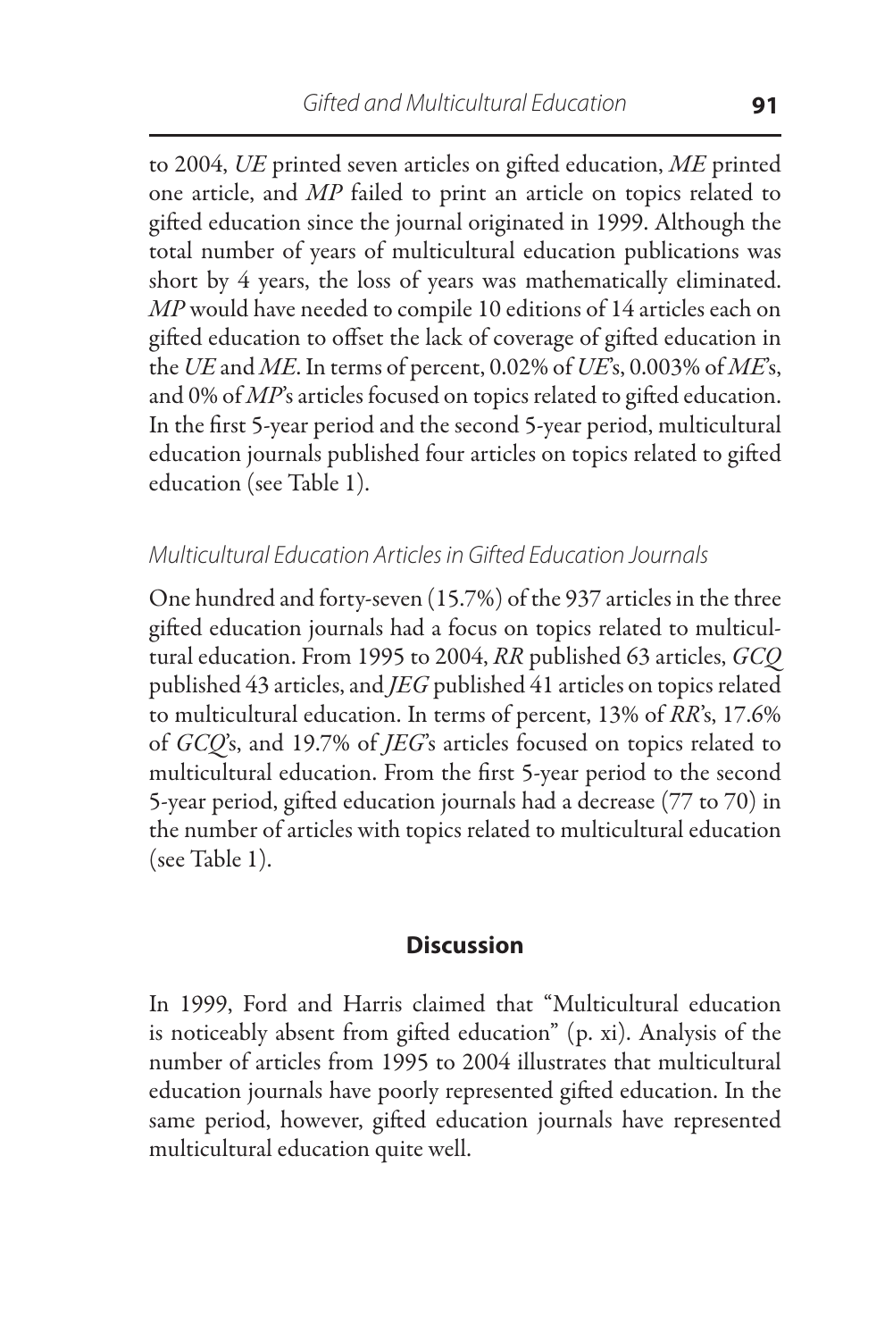to 2004, *UE* printed seven articles on gifted education, *ME* printed one article, and *MP* failed to print an article on topics related to gifted education since the journal originated in 1999. Although the total number of years of multicultural education publications was short by 4 years, the loss of years was mathematically eliminated. *MP* would have needed to compile 10 editions of 14 articles each on gifted education to offset the lack of coverage of gifted education in the *UE* and *ME*. In terms of percent, 0.02% of *UE*'s, 0.003% of *ME*'s, and 0% of *MP*'s articles focused on topics related to gifted education. In the first 5-year period and the second 5-year period, multicultural education journals published four articles on topics related to gifted education (see Table 1).

### *Multicultural Education Articles in Gifted Education Journals*

One hundred and forty-seven (15.7%) of the 937 articles in the three gifted education journals had a focus on topics related to multicultural education. From 1995 to 2004, *RR* published 63 articles, *GCQ* published 43 articles, and *JEG* published 41 articles on topics related to multicultural education. In terms of percent, 13% of *RR*'s, 17.6% of *GCQ*'s, and 19.7% of *JEG*'s articles focused on topics related to multicultural education. From the first 5-year period to the second 5-year period, gifted education journals had a decrease (77 to 70) in the number of articles with topics related to multicultural education (see Table 1).

## Discussion

In 1999, Ford and Harris claimed that "Multicultural education is noticeably absent from gifted education" (p. xi). Analysis of the number of articles from 1995 to 2004 illustrates that multicultural education journals have poorly represented gifted education. In the same period, however, gifted education journals have represented multicultural education quite well.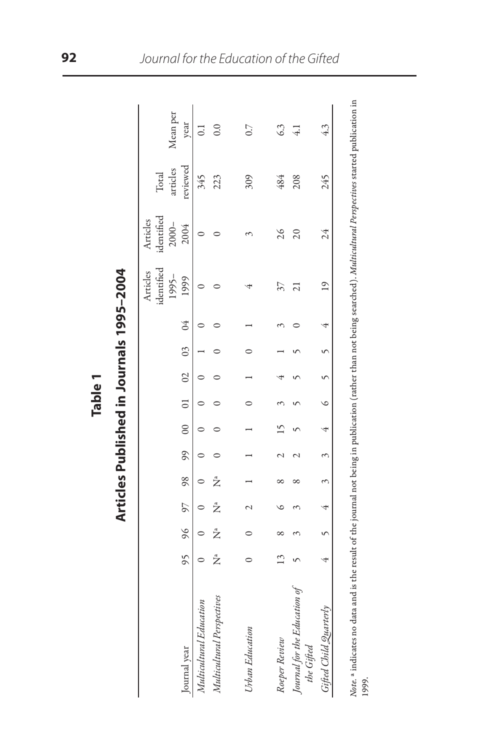**Table 1**

**Articles Published in Journals 1995–2004**

| Journal year | 95 | 96 | 97 | 98 | 99 | 00 | 01 | 02 | 03 | 04 | Articles identified 1995–1999 | Articles identified 2000–2004 | Total articles reviewed | Mean per year |
|---|---|---|---|---|---|---|---|---|---|---|---|---|---|---|
| *Multicultural Education* | 0 | 0 | 0 | 0 | 0 | 0 | 0 | 0 | 1 | 0 | 0 | 0 | 345 | 0.1 |
| *Multicultural Perspectives* | N[a] | N[a] | N[a] | N[a] | 0 | 0 | 0 | 0 | 0 | 0 | 0 | 0 | 223 | 0.0 |
| *Urban Education* | 0 | 0 | 2 | 1 | 1 | 1 | 0 | 1 | 0 | 1 | 4 | 3 | 309 | 0.7 |
| *Roeper Review* | 13 | 8 | 6 | 8 | 2 | 15 | 3 | 4 | 1 | 3 | 37 | 26 | 484 | 6.3 |
| *Journal for the Education of the Gifted* | 5 | 3 | 3 | 8 | 2 | 5 | 5 | 5 | 5 | 0 | 21 | 20 | 208 | 4.1 |
| *Gifted Child Quarterly* | 4 | 5 | 4 | 3 | 3 | 4 | 6 | 5 | 5 | 4 | 19 | 24 | 245 | 4.3 |

*Note.* [a] indicates no data and is the result of the journal not being in publication (rather than not being searched). *Multicultural Perspectives* started publication in 1999.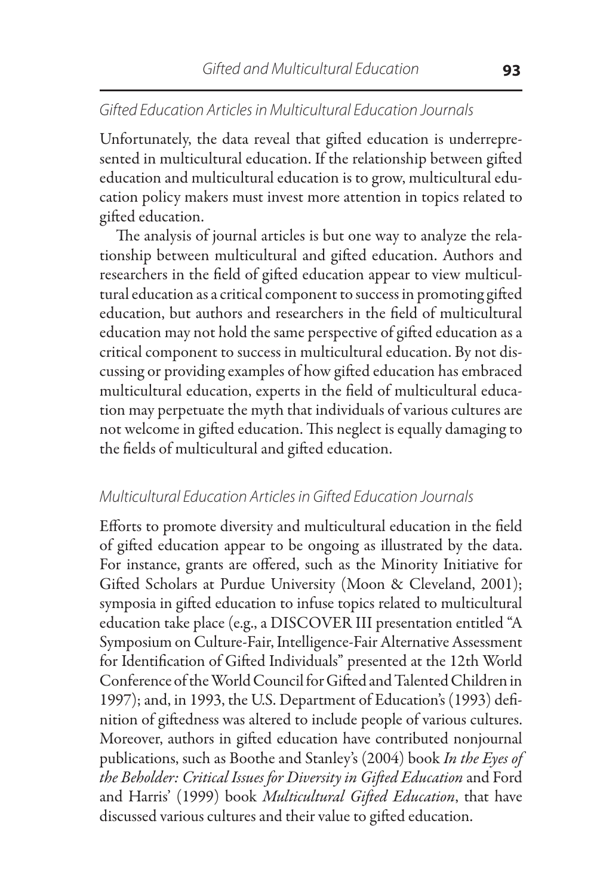### *Gifted Education Articles in Multicultural Education Journals*

Unfortunately, the data reveal that gifted education is underrepresented in multicultural education. If the relationship between gifted education and multicultural education is to grow, multicultural education policy makers must invest more attention in topics related to gifted education.

The analysis of journal articles is but one way to analyze the relationship between multicultural and gifted education. Authors and researchers in the field of gifted education appear to view multicultural education as a critical component to success in promoting gifted education, but authors and researchers in the field of multicultural education may not hold the same perspective of gifted education as a critical component to success in multicultural education. By not discussing or providing examples of how gifted education has embraced multicultural education, experts in the field of multicultural education may perpetuate the myth that individuals of various cultures are not welcome in gifted education. This neglect is equally damaging to the fields of multicultural and gifted education.

### *Multicultural Education Articles in Gifted Education Journals*

Efforts to promote diversity and multicultural education in the field of gifted education appear to be ongoing as illustrated by the data. For instance, grants are offered, such as the Minority Initiative for Gifted Scholars at Purdue University (Moon & Cleveland, 2001); symposia in gifted education to infuse topics related to multicultural education take place (e.g., a DISCOVER III presentation entitled "A Symposium on Culture-Fair, Intelligence-Fair Alternative Assessment for Identification of Gifted Individuals" presented at the 12th World Conference of the World Council for Gifted and Talented Children in 1997); and, in 1993, the U.S. Department of Education's (1993) definition of giftedness was altered to include people of various cultures. Moreover, authors in gifted education have contributed nonjournal publications, such as Boothe and Stanley's (2004) book *In the Eyes of the Beholder: Critical Issues for Diversity in Gifted Education* and Ford and Harris' (1999) book *Multicultural Gifted Education*, that have discussed various cultures and their value to gifted education.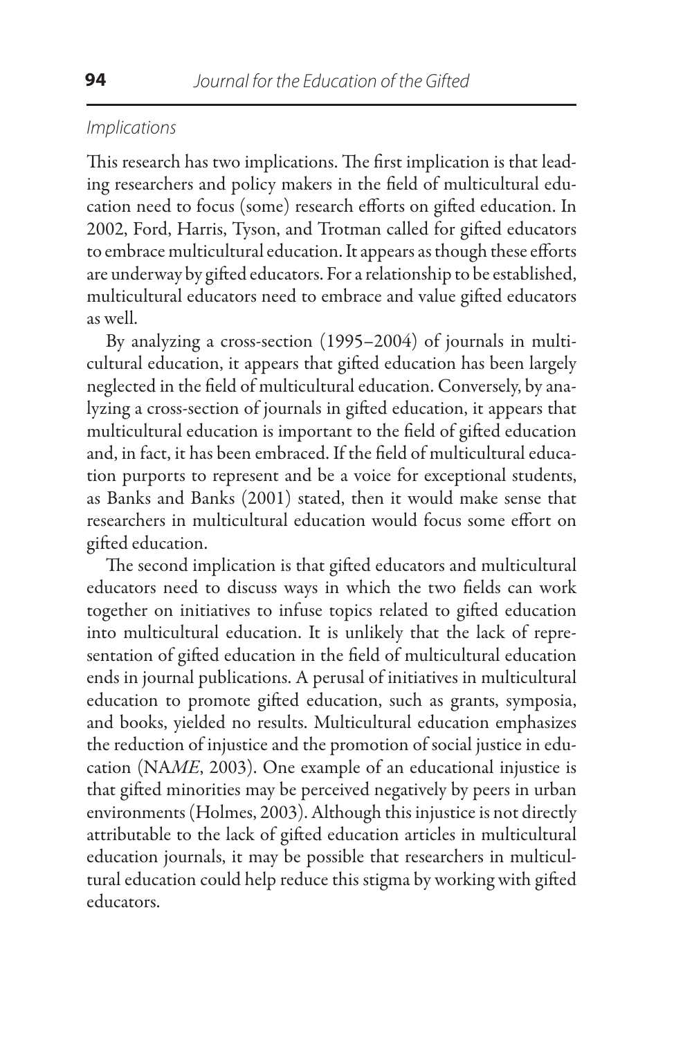*Implications*

This research has two implications. The first implication is that leading researchers and policy makers in the field of multicultural education need to focus (some) research efforts on gifted education. In 2002, Ford, Harris, Tyson, and Trotman called for gifted educators to embrace multicultural education. It appears as though these efforts are underway by gifted educators. For a relationship to be established, multicultural educators need to embrace and value gifted educators as well.

By analyzing a cross-section (1995–2004) of journals in multicultural education, it appears that gifted education has been largely neglected in the field of multicultural education. Conversely, by analyzing a cross-section of journals in gifted education, it appears that multicultural education is important to the field of gifted education and, in fact, it has been embraced. If the field of multicultural education purports to represent and be a voice for exceptional students, as Banks and Banks (2001) stated, then it would make sense that researchers in multicultural education would focus some effort on gifted education.

The second implication is that gifted educators and multicultural educators need to discuss ways in which the two fields can work together on initiatives to infuse topics related to gifted education into multicultural education. It is unlikely that the lack of representation of gifted education in the field of multicultural education ends in journal publications. A perusal of initiatives in multicultural education to promote gifted education, such as grants, symposia, and books, yielded no results. Multicultural education emphasizes the reduction of injustice and the promotion of social justice in education (NA*ME*, 2003). One example of an educational injustice is that gifted minorities may be perceived negatively by peers in urban environments (Holmes, 2003). Although this injustice is not directly attributable to the lack of gifted education articles in multicultural education journals, it may be possible that researchers in multicultural education could help reduce this stigma by working with gifted educators.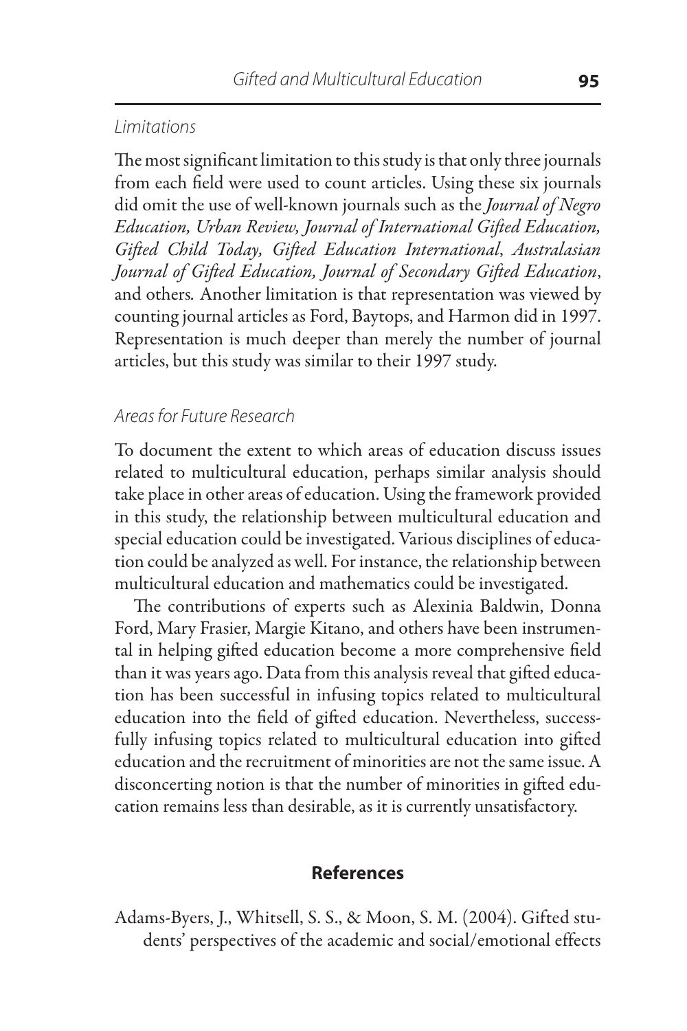### *Limitations*

The most significant limitation to this study is that only three journals from each field were used to count articles. Using these six journals did omit the use of well-known journals such as the *Journal of Negro Education, Urban Review, Journal of International Gifted Education, Gifted Child Today, Gifted Education International*, *Australasian Journal of Gifted Education, Journal of Secondary Gifted Education*, and others. Another limitation is that representation was viewed by counting journal articles as Ford, Baytops, and Harmon did in 1997. Representation is much deeper than merely the number of journal articles, but this study was similar to their 1997 study.

### *Areas for Future Research*

To document the extent to which areas of education discuss issues related to multicultural education, perhaps similar analysis should take place in other areas of education. Using the framework provided in this study, the relationship between multicultural education and special education could be investigated. Various disciplines of education could be analyzed as well. For instance, the relationship between multicultural education and mathematics could be investigated.

The contributions of experts such as Alexinia Baldwin, Donna Ford, Mary Frasier, Margie Kitano, and others have been instrumental in helping gifted education become a more comprehensive field than it was years ago. Data from this analysis reveal that gifted education has been successful in infusing topics related to multicultural education into the field of gifted education. Nevertheless, successfully infusing topics related to multicultural education into gifted education and the recruitment of minorities are not the same issue. A disconcerting notion is that the number of minorities in gifted education remains less than desirable, as it is currently unsatisfactory.

## References

Adams-Byers, J., Whitsell, S. S., & Moon, S. M. (2004). Gifted students' perspectives of the academic and social/emotional effects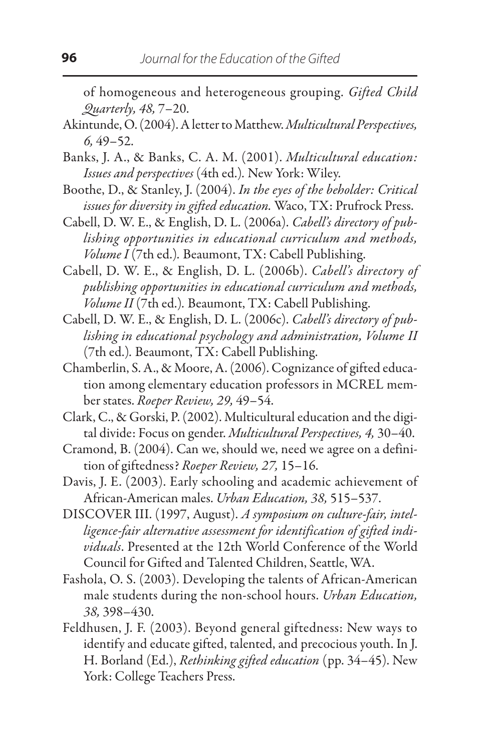of homogeneous and heterogeneous grouping. *Gifted Child Quarterly, 48,* 7–20.

Akintunde, O. (2004). A letter to Matthew. *Multicultural Perspectives, 6,* 49–52.

Banks, J. A., & Banks, C. A. M. (2001). *Multicultural education: Issues and perspectives* (4th ed.). New York: Wiley.

Boothe, D., & Stanley, J. (2004). *In the eyes of the beholder: Critical issues for diversity in gifted education.* Waco, TX: Prufrock Press.

Cabell, D. W. E., & English, D. L. (2006a). *Cabell's directory of publishing opportunities in educational curriculum and methods, Volume I* (7th ed.). Beaumont, TX: Cabell Publishing.

Cabell, D. W. E., & English, D. L. (2006b). *Cabell's directory of publishing opportunities in educational curriculum and methods, Volume II* (7th ed.). Beaumont, TX: Cabell Publishing.

Cabell, D. W. E., & English, D. L. (2006c). *Cabell's directory of publishing in educational psychology and administration, Volume II* (7th ed.). Beaumont, TX: Cabell Publishing.

Chamberlin, S. A., & Moore, A. (2006). Cognizance of gifted education among elementary education professors in MCREL member states. *Roeper Review, 29,* 49–54.

Clark, C., & Gorski, P. (2002). Multicultural education and the digital divide: Focus on gender. *Multicultural Perspectives, 4,* 30–40.

Cramond, B. (2004). Can we, should we, need we agree on a definition of giftedness? *Roeper Review, 27,* 15–16.

Davis, J. E. (2003). Early schooling and academic achievement of African-American males. *Urban Education, 38,* 515–537.

DISCOVER III. (1997, August). *A symposium on culture-fair, intelligence-fair alternative assessment for identification of gifted individuals*. Presented at the 12th World Conference of the World Council for Gifted and Talented Children, Seattle, WA.

Fashola, O. S. (2003). Developing the talents of African-American male students during the non-school hours. *Urban Education, 38,* 398–430.

Feldhusen, J. F. (2003). Beyond general giftedness: New ways to identify and educate gifted, talented, and precocious youth. In J. H. Borland (Ed.), *Rethinking gifted education* (pp. 34–45). New York: College Teachers Press.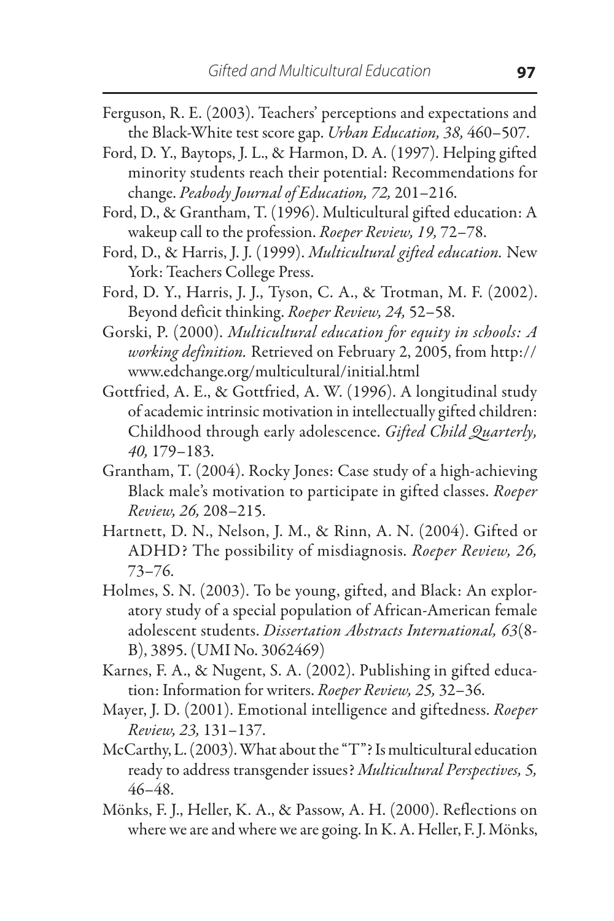Ferguson, R. E. (2003). Teachers' perceptions and expectations and the Black-White test score gap. *Urban Education, 38,* 460–507.

Ford, D. Y., Baytops, J. L., & Harmon, D. A. (1997). Helping gifted minority students reach their potential: Recommendations for change. *Peabody Journal of Education, 72,* 201–216.

Ford, D., & Grantham, T. (1996). Multicultural gifted education: A wakeup call to the profession. *Roeper Review, 19,* 72–78.

Ford, D., & Harris, J. J. (1999). *Multicultural gifted education.* New York: Teachers College Press.

Ford, D. Y., Harris, J. J., Tyson, C. A., & Trotman, M. F. (2002). Beyond deficit thinking. *Roeper Review, 24,* 52–58.

Gorski, P. (2000). *Multicultural education for equity in schools: A working definition.* Retrieved on February 2, 2005, from http://www.edchange.org/multicultural/initial.html

Gottfried, A. E., & Gottfried, A. W. (1996). A longitudinal study of academic intrinsic motivation in intellectually gifted children: Childhood through early adolescence. *Gifted Child Quarterly, 40,* 179–183.

Grantham, T. (2004). Rocky Jones: Case study of a high-achieving Black male's motivation to participate in gifted classes. *Roeper Review, 26,* 208–215.

Hartnett, D. N., Nelson, J. M., & Rinn, A. N. (2004). Gifted or ADHD? The possibility of misdiagnosis. *Roeper Review, 26,* 73–76.

Holmes, S. N. (2003). To be young, gifted, and Black: An exploratory study of a special population of African-American female adolescent students. *Dissertation Abstracts International, 63*(8-B), 3895. (UMI No. 3062469)

Karnes, F. A., & Nugent, S. A. (2002). Publishing in gifted education: Information for writers. *Roeper Review, 25,* 32–36.

Mayer, J. D. (2001). Emotional intelligence and giftedness. *Roeper Review, 23,* 131–137.

McCarthy, L. (2003). What about the "T"? Is multicultural education ready to address transgender issues? *Multicultural Perspectives, 5,* 46–48.

Mönks, F. J., Heller, K. A., & Passow, A. H. (2000). Reflections on where we are and where we are going. In K. A. Heller, F. J. Mönks,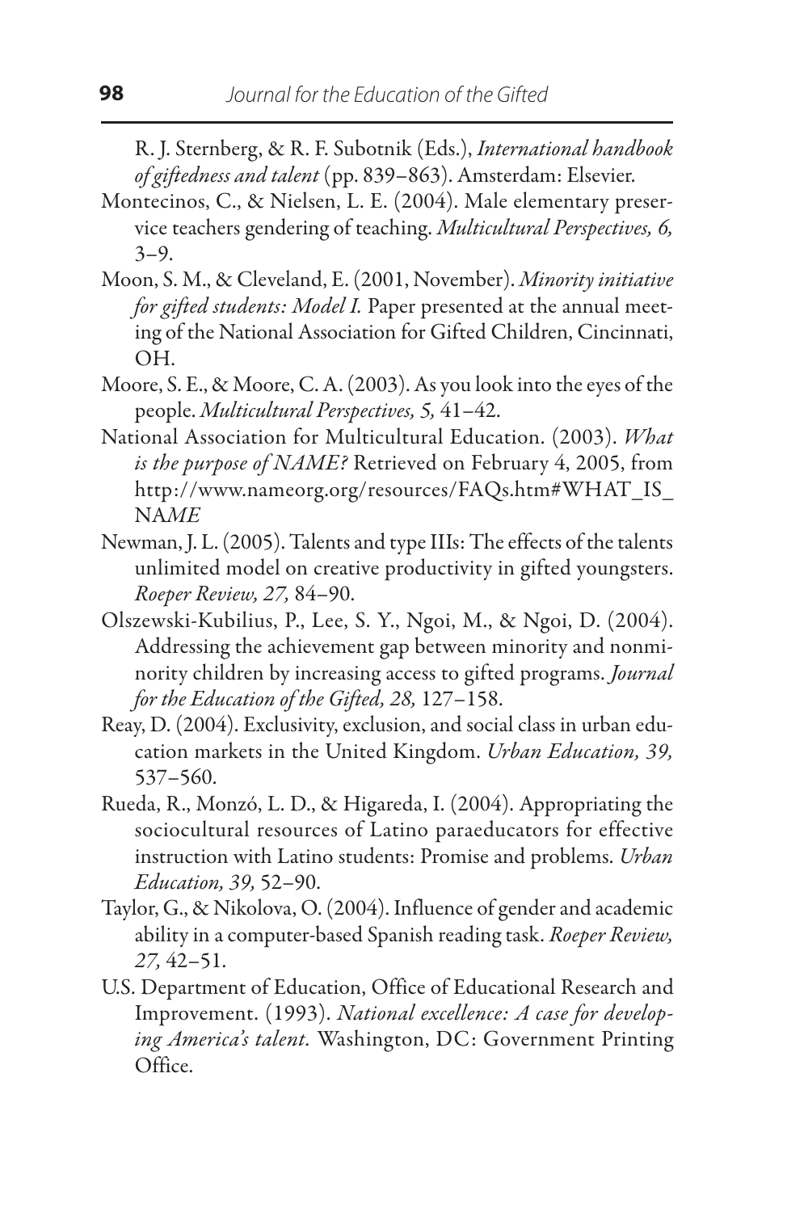R. J. Sternberg, & R. F. Subotnik (Eds.), *International handbook of giftedness and talent* (pp. 839–863). Amsterdam: Elsevier.

Montecinos, C., & Nielsen, L. E. (2004). Male elementary preservice teachers gendering of teaching. *Multicultural Perspectives, 6,* 3–9.

Moon, S. M., & Cleveland, E. (2001, November). *Minority initiative for gifted students: Model I.* Paper presented at the annual meeting of the National Association for Gifted Children, Cincinnati, OH.

Moore, S. E., & Moore, C. A. (2003). As you look into the eyes of the people. *Multicultural Perspectives, 5,* 41–42.

National Association for Multicultural Education. (2003). *What is the purpose of NAME?* Retrieved on February 4, 2005, from http://www.nameorg.org/resources/FAQs.htm#WHAT_IS_NAME

Newman, J. L. (2005). Talents and type IIIs: The effects of the talents unlimited model on creative productivity in gifted youngsters. *Roeper Review, 27,* 84–90.

Olszewski-Kubilius, P., Lee, S. Y., Ngoi, M., & Ngoi, D. (2004). Addressing the achievement gap between minority and nonminority children by increasing access to gifted programs. *Journal for the Education of the Gifted, 28,* 127–158.

Reay, D. (2004). Exclusivity, exclusion, and social class in urban education markets in the United Kingdom. *Urban Education, 39,* 537–560.

Rueda, R., Monzó, L. D., & Higareda, I. (2004). Appropriating the sociocultural resources of Latino paraeducators for effective instruction with Latino students: Promise and problems. *Urban Education, 39,* 52–90.

Taylor, G., & Nikolova, O. (2004). Influence of gender and academic ability in a computer-based Spanish reading task. *Roeper Review, 27,* 42–51.

U.S. Department of Education, Office of Educational Research and Improvement. (1993). *National excellence: A case for developing America's talent.* Washington, DC: Government Printing Office.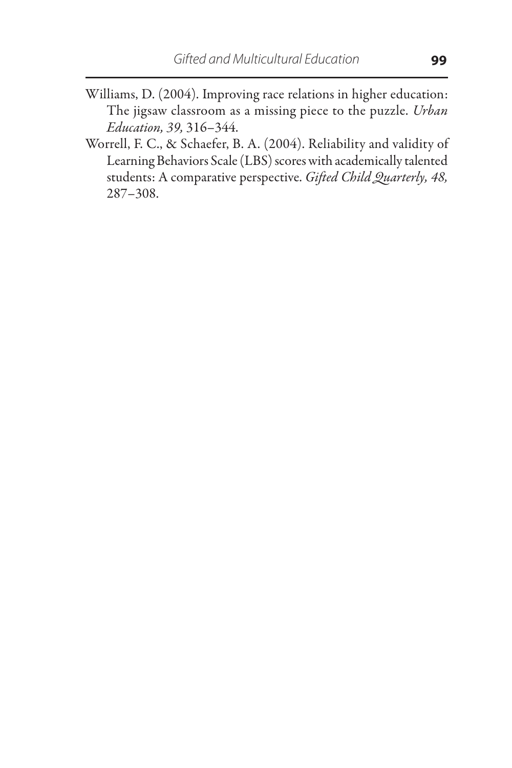Williams, D. (2004). Improving race relations in higher education: The jigsaw classroom as a missing piece to the puzzle. *Urban Education, 39,* 316–344.

Worrell, F. C., & Schaefer, B. A. (2004). Reliability and validity of Learning Behaviors Scale (LBS) scores with academically talented students: A comparative perspective. *Gifted Child Quarterly, 48,* 287–308.